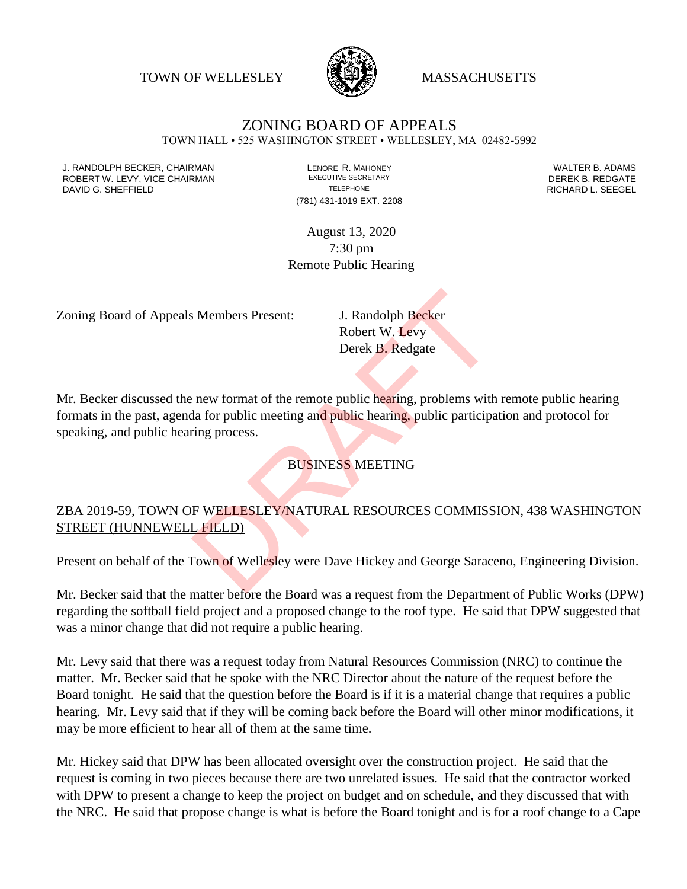TOWN OF WELLESLEY MASSACHUSETTS

# ZONING BOARD OF APPEALS

TOWN HALL • 525 WASHINGTON STREET • WELLESLEY, MA 02482-5992

J. RANDOLPH BECKER, CHAIRMAN
ROBERT W. LEVY, VICE CHAIRMAN
DAVID G. SHEFFIELD

LENORE R. MAHONEY
EXECUTIVE SECRETARY
TELEPHONE
(781) 431-1019 EXT. 2208

WALTER B. ADAMS
DEREK B. REDGATE
RICHARD L. SEEGEL

August 13, 2020
7:30 pm
Remote Public Hearing

DRAFT

Zoning Board of Appeals Members Present: J. Randolph Becker
Robert W. Levy
Derek B. Redgate

Mr. Becker discussed the new format of the remote public hearing, problems with remote public hearing formats in the past, agenda for public meeting and public hearing, public participation and protocol for speaking, and public hearing process.

## BUSINESS MEETING

### ZBA 2019-59, TOWN OF WELLESLEY/NATURAL RESOURCES COMMISSION, 438 WASHINGTON STREET (HUNNEWELL FIELD)

Present on behalf of the Town of Wellesley were Dave Hickey and George Saraceno, Engineering Division.

Mr. Becker said that the matter before the Board was a request from the Department of Public Works (DPW) regarding the softball field project and a proposed change to the roof type. He said that DPW suggested that was a minor change that did not require a public hearing.

Mr. Levy said that there was a request today from Natural Resources Commission (NRC) to continue the matter. Mr. Becker said that he spoke with the NRC Director about the nature of the request before the Board tonight. He said that the question before the Board is if it is a material change that requires a public hearing. Mr. Levy said that if they will be coming back before the Board will other minor modifications, it may be more efficient to hear all of them at the same time.

Mr. Hickey said that DPW has been allocated oversight over the construction project. He said that the request is coming in two pieces because there are two unrelated issues. He said that the contractor worked with DPW to present a change to keep the project on budget and on schedule, and they discussed that with the NRC. He said that propose change is what is before the Board tonight and is for a roof change to a Cape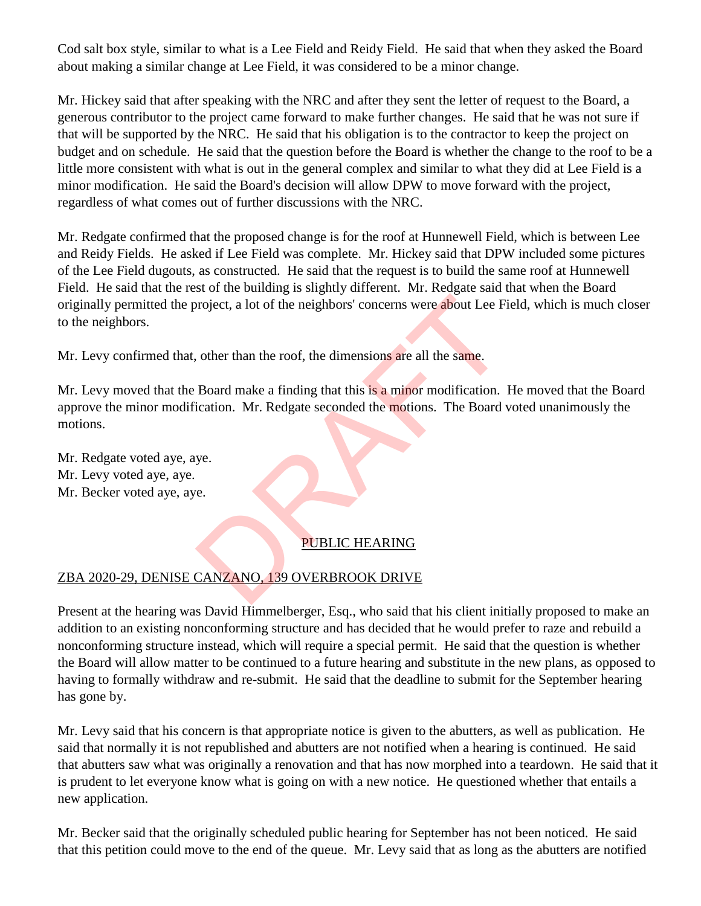Cod salt box style, similar to what is a Lee Field and Reidy Field. He said that when they asked the Board about making a similar change at Lee Field, it was considered to be a minor change.

Mr. Hickey said that after speaking with the NRC and after they sent the letter of request to the Board, a generous contributor to the project came forward to make further changes. He said that he was not sure if that will be supported by the NRC. He said that his obligation is to the contractor to keep the project on budget and on schedule. He said that the question before the Board is whether the change to the roof to be a little more consistent with what is out in the general complex and similar to what they did at Lee Field is a minor modification. He said the Board's decision will allow DPW to move forward with the project, regardless of what comes out of further discussions with the NRC.

Mr. Redgate confirmed that the proposed change is for the roof at Hunnewell Field, which is between Lee and Reidy Fields. He asked if Lee Field was complete. Mr. Hickey said that DPW included some pictures of the Lee Field dugouts, as constructed. He said that the request is to build the same roof at Hunnewell Field. He said that the rest of the building is slightly different. Mr. Redgate said that when the Board originally permitted the project, a lot of the neighbors' concerns were about Lee Field, which is much closer to the neighbors.

Mr. Levy confirmed that, other than the roof, the dimensions are all the same.

Mr. Levy moved that the Board make a finding that this is a minor modification. He moved that the Board approve the minor modification. Mr. Redgate seconded the motions. The Board voted unanimously the motions.

Mr. Redgate voted aye, aye.
Mr. Levy voted aye, aye.
Mr. Becker voted aye, aye.

## PUBLIC HEARING

### ZBA 2020-29, DENISE CANZANO, 139 OVERBROOK DRIVE

Present at the hearing was David Himmelberger, Esq., who said that his client initially proposed to make an addition to an existing nonconforming structure and has decided that he would prefer to raze and rebuild a nonconforming structure instead, which will require a special permit. He said that the question is whether the Board will allow matter to be continued to a future hearing and substitute in the new plans, as opposed to having to formally withdraw and re-submit. He said that the deadline to submit for the September hearing has gone by.

Mr. Levy said that his concern is that appropriate notice is given to the abutters, as well as publication. He said that normally it is not republished and abutters are not notified when a hearing is continued. He said that abutters saw what was originally a renovation and that has now morphed into a teardown. He said that it is prudent to let everyone know what is going on with a new notice. He questioned whether that entails a new application.

Mr. Becker said that the originally scheduled public hearing for September has not been noticed. He said that this petition could move to the end of the queue. Mr. Levy said that as long as the abutters are notified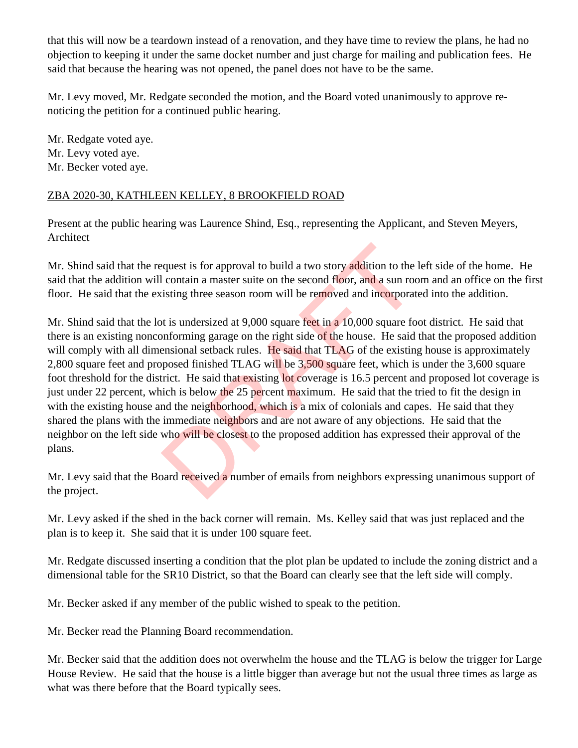that this will now be a teardown instead of a renovation, and they have time to review the plans, he had no objection to keeping it under the same docket number and just charge for mailing and publication fees. He said that because the hearing was not opened, the panel does not have to be the same.

Mr. Levy moved, Mr. Redgate seconded the motion, and the Board voted unanimously to approve re-noticing the petition for a continued public hearing.

Mr. Redgate voted aye.
Mr. Levy voted aye.
Mr. Becker voted aye.

ZBA 2020-30, KATHLEEN KELLEY, 8 BROOKFIELD ROAD

Present at the public hearing was Laurence Shind, Esq., representing the Applicant, and Steven Meyers, Architect

Mr. Shind said that the request is for approval to build a two story addition to the left side of the home. He said that the addition will contain a master suite on the second floor, and a sun room and an office on the first floor. He said that the existing three season room will be removed and incorporated into the addition.

Mr. Shind said that the lot is undersized at 9,000 square feet in a 10,000 square foot district. He said that there is an existing nonconforming garage on the right side of the house. He said that the proposed addition will comply with all dimensional setback rules. He said that TLAG of the existing house is approximately 2,800 square feet and proposed finished TLAG will be 3,500 square feet, which is under the 3,600 square foot threshold for the district. He said that existing lot coverage is 16.5 percent and proposed lot coverage is just under 22 percent, which is below the 25 percent maximum. He said that the tried to fit the design in with the existing house and the neighborhood, which is a mix of colonials and capes. He said that they shared the plans with the immediate neighbors and are not aware of any objections. He said that the neighbor on the left side who will be closest to the proposed addition has expressed their approval of the plans.

Mr. Levy said that the Board received a number of emails from neighbors expressing unanimous support of the project.

Mr. Levy asked if the shed in the back corner will remain. Ms. Kelley said that was just replaced and the plan is to keep it. She said that it is under 100 square feet.

Mr. Redgate discussed inserting a condition that the plot plan be updated to include the zoning district and a dimensional table for the SR10 District, so that the Board can clearly see that the left side will comply.

Mr. Becker asked if any member of the public wished to speak to the petition.

Mr. Becker read the Planning Board recommendation.

Mr. Becker said that the addition does not overwhelm the house and the TLAG is below the trigger for Large House Review. He said that the house is a little bigger than average but not the usual three times as large as what was there before that the Board typically sees.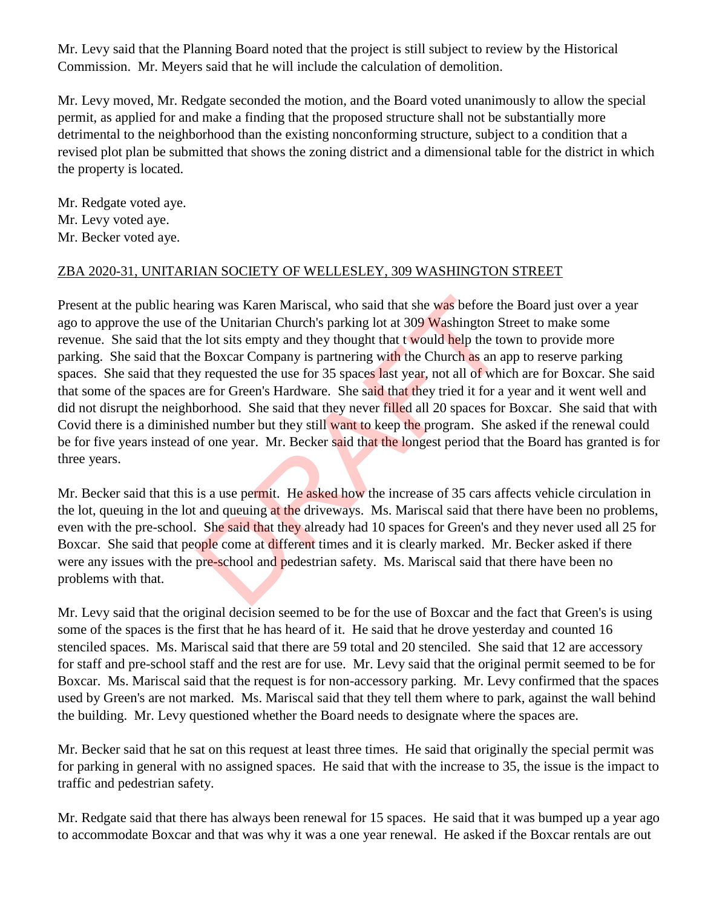Mr. Levy said that the Planning Board noted that the project is still subject to review by the Historical Commission. Mr. Meyers said that he will include the calculation of demolition.

Mr. Levy moved, Mr. Redgate seconded the motion, and the Board voted unanimously to allow the special permit, as applied for and make a finding that the proposed structure shall not be substantially more detrimental to the neighborhood than the existing nonconforming structure, subject to a condition that a revised plot plan be submitted that shows the zoning district and a dimensional table for the district in which the property is located.

Mr. Redgate voted aye.
Mr. Levy voted aye.
Mr. Becker voted aye.

ZBA 2020-31, UNITARIAN SOCIETY OF WELLESLEY, 309 WASHINGTON STREET

Present at the public hearing was Karen Mariscal, who said that she was before the Board just over a year ago to approve the use of the Unitarian Church's parking lot at 309 Washington Street to make some revenue. She said that the lot sits empty and they thought that t would help the town to provide more parking. She said that the Boxcar Company is partnering with the Church as an app to reserve parking spaces. She said that they requested the use for 35 spaces last year, not all of which are for Boxcar. She said that some of the spaces are for Green's Hardware. She said that they tried it for a year and it went well and did not disrupt the neighborhood. She said that they never filled all 20 spaces for Boxcar. She said that with Covid there is a diminished number but they still want to keep the program. She asked if the renewal could be for five years instead of one year. Mr. Becker said that the longest period that the Board has granted is for three years.

Mr. Becker said that this is a use permit. He asked how the increase of 35 cars affects vehicle circulation in the lot, queuing in the lot and queuing at the driveways. Ms. Mariscal said that there have been no problems, even with the pre-school. She said that they already had 10 spaces for Green's and they never used all 25 for Boxcar. She said that people come at different times and it is clearly marked. Mr. Becker asked if there were any issues with the pre-school and pedestrian safety. Ms. Mariscal said that there have been no problems with that.

Mr. Levy said that the original decision seemed to be for the use of Boxcar and the fact that Green's is using some of the spaces is the first that he has heard of it. He said that he drove yesterday and counted 16 stenciled spaces. Ms. Mariscal said that there are 59 total and 20 stenciled. She said that 12 are accessory for staff and pre-school staff and the rest are for use. Mr. Levy said that the original permit seemed to be for Boxcar. Ms. Mariscal said that the request is for non-accessory parking. Mr. Levy confirmed that the spaces used by Green's are not marked. Ms. Mariscal said that they tell them where to park, against the wall behind the building. Mr. Levy questioned whether the Board needs to designate where the spaces are.

Mr. Becker said that he sat on this request at least three times. He said that originally the special permit was for parking in general with no assigned spaces. He said that with the increase to 35, the issue is the impact to traffic and pedestrian safety.

Mr. Redgate said that there has always been renewal for 15 spaces. He said that it was bumped up a year ago to accommodate Boxcar and that was why it was a one year renewal. He asked if the Boxcar rentals are out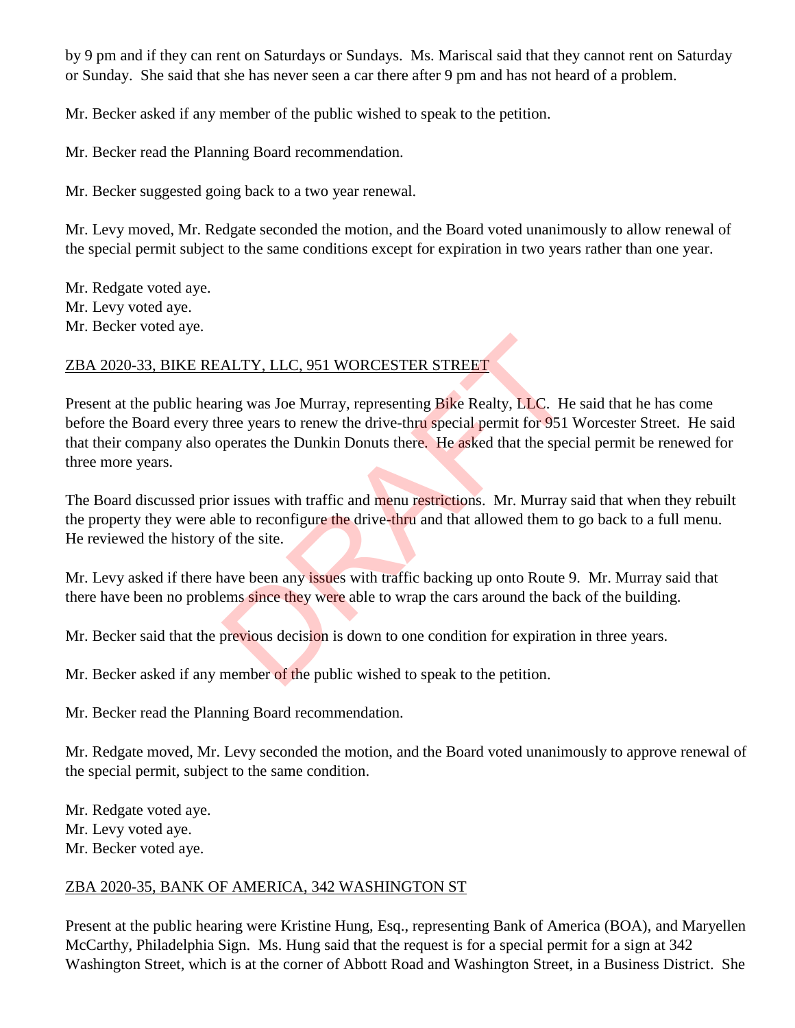by 9 pm and if they can rent on Saturdays or Sundays. Ms. Mariscal said that they cannot rent on Saturday or Sunday. She said that she has never seen a car there after 9 pm and has not heard of a problem.

Mr. Becker asked if any member of the public wished to speak to the petition.

Mr. Becker read the Planning Board recommendation.

Mr. Becker suggested going back to a two year renewal.

Mr. Levy moved, Mr. Redgate seconded the motion, and the Board voted unanimously to allow renewal of the special permit subject to the same conditions except for expiration in two years rather than one year.

Mr. Redgate voted aye.
Mr. Levy voted aye.
Mr. Becker voted aye.

ZBA 2020-33, BIKE REALTY, LLC, 951 WORCESTER STREET

Present at the public hearing was Joe Murray, representing Bike Realty, LLC. He said that he has come before the Board every three years to renew the drive-thru special permit for 951 Worcester Street. He said that their company also operates the Dunkin Donuts there. He asked that the special permit be renewed for three more years.

The Board discussed prior issues with traffic and menu restrictions. Mr. Murray said that when they rebuilt the property they were able to reconfigure the drive-thru and that allowed them to go back to a full menu. He reviewed the history of the site.

Mr. Levy asked if there have been any issues with traffic backing up onto Route 9. Mr. Murray said that there have been no problems since they were able to wrap the cars around the back of the building.

Mr. Becker said that the previous decision is down to one condition for expiration in three years.

Mr. Becker asked if any member of the public wished to speak to the petition.

Mr. Becker read the Planning Board recommendation.

Mr. Redgate moved, Mr. Levy seconded the motion, and the Board voted unanimously to approve renewal of the special permit, subject to the same condition.

Mr. Redgate voted aye.
Mr. Levy voted aye.
Mr. Becker voted aye.

ZBA 2020-35, BANK OF AMERICA, 342 WASHINGTON ST

Present at the public hearing were Kristine Hung, Esq., representing Bank of America (BOA), and Maryellen McCarthy, Philadelphia Sign. Ms. Hung said that the request is for a special permit for a sign at 342 Washington Street, which is at the corner of Abbott Road and Washington Street, in a Business District. She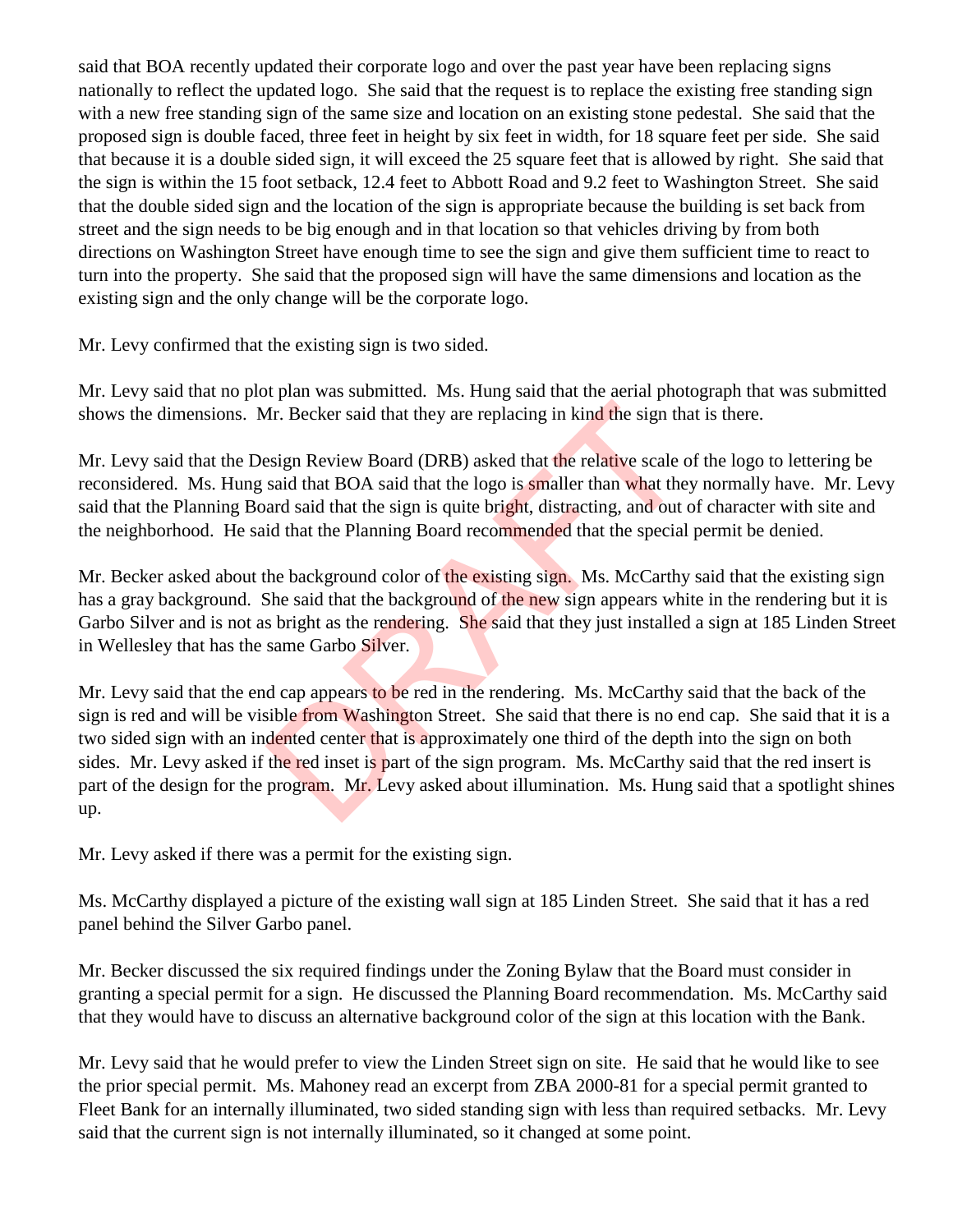said that BOA recently updated their corporate logo and over the past year have been replacing signs nationally to reflect the updated logo. She said that the request is to replace the existing free standing sign with a new free standing sign of the same size and location on an existing stone pedestal. She said that the proposed sign is double faced, three feet in height by six feet in width, for 18 square feet per side. She said that because it is a double sided sign, it will exceed the 25 square feet that is allowed by right. She said that the sign is within the 15 foot setback, 12.4 feet to Abbott Road and 9.2 feet to Washington Street. She said that the double sided sign and the location of the sign is appropriate because the building is set back from street and the sign needs to be big enough and in that location so that vehicles driving by from both directions on Washington Street have enough time to see the sign and give them sufficient time to react to turn into the property. She said that the proposed sign will have the same dimensions and location as the existing sign and the only change will be the corporate logo.

Mr. Levy confirmed that the existing sign is two sided.

Mr. Levy said that no plot plan was submitted. Ms. Hung said that the aerial photograph that was submitted shows the dimensions. Mr. Becker said that they are replacing in kind the sign that is there.

Mr. Levy said that the Design Review Board (DRB) asked that the relative scale of the logo to lettering be reconsidered. Ms. Hung said that BOA said that the logo is smaller than what they normally have. Mr. Levy said that the Planning Board said that the sign is quite bright, distracting, and out of character with site and the neighborhood. He said that the Planning Board recommended that the special permit be denied.

Mr. Becker asked about the background color of the existing sign. Ms. McCarthy said that the existing sign has a gray background. She said that the background of the new sign appears white in the rendering but it is Garbo Silver and is not as bright as the rendering. She said that they just installed a sign at 185 Linden Street in Wellesley that has the same Garbo Silver.

Mr. Levy said that the end cap appears to be red in the rendering. Ms. McCarthy said that the back of the sign is red and will be visible from Washington Street. She said that there is no end cap. She said that it is a two sided sign with an indented center that is approximately one third of the depth into the sign on both sides. Mr. Levy asked if the red inset is part of the sign program. Ms. McCarthy said that the red insert is part of the design for the program. Mr. Levy asked about illumination. Ms. Hung said that a spotlight shines up.

Mr. Levy asked if there was a permit for the existing sign.

Ms. McCarthy displayed a picture of the existing wall sign at 185 Linden Street. She said that it has a red panel behind the Silver Garbo panel.

Mr. Becker discussed the six required findings under the Zoning Bylaw that the Board must consider in granting a special permit for a sign. He discussed the Planning Board recommendation. Ms. McCarthy said that they would have to discuss an alternative background color of the sign at this location with the Bank.

Mr. Levy said that he would prefer to view the Linden Street sign on site. He said that he would like to see the prior special permit. Ms. Mahoney read an excerpt from ZBA 2000-81 for a special permit granted to Fleet Bank for an internally illuminated, two sided standing sign with less than required setbacks. Mr. Levy said that the current sign is not internally illuminated, so it changed at some point.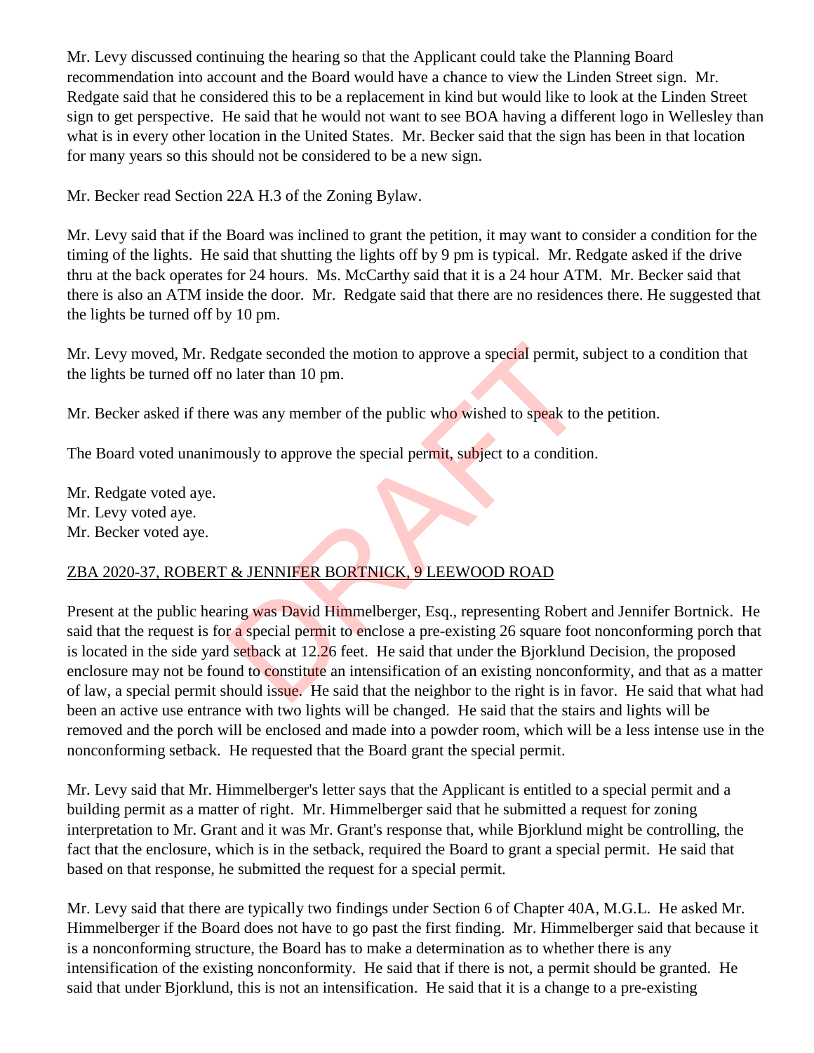Mr. Levy discussed continuing the hearing so that the Applicant could take the Planning Board recommendation into account and the Board would have a chance to view the Linden Street sign. Mr. Redgate said that he considered this to be a replacement in kind but would like to look at the Linden Street sign to get perspective. He said that he would not want to see BOA having a different logo in Wellesley than what is in every other location in the United States. Mr. Becker said that the sign has been in that location for many years so this should not be considered to be a new sign.

Mr. Becker read Section 22A H.3 of the Zoning Bylaw.

Mr. Levy said that if the Board was inclined to grant the petition, it may want to consider a condition for the timing of the lights. He said that shutting the lights off by 9 pm is typical. Mr. Redgate asked if the drive thru at the back operates for 24 hours. Ms. McCarthy said that it is a 24 hour ATM. Mr. Becker said that there is also an ATM inside the door. Mr. Redgate said that there are no residences there. He suggested that the lights be turned off by 10 pm.

Mr. Levy moved, Mr. Redgate seconded the motion to approve a special permit, subject to a condition that the lights be turned off no later than 10 pm.

Mr. Becker asked if there was any member of the public who wished to speak to the petition.

The Board voted unanimously to approve the special permit, subject to a condition.

Mr. Redgate voted aye.
Mr. Levy voted aye.
Mr. Becker voted aye.

ZBA 2020-37, ROBERT & JENNIFER BORTNICK, 9 LEEWOOD ROAD

Present at the public hearing was David Himmelberger, Esq., representing Robert and Jennifer Bortnick. He said that the request is for a special permit to enclose a pre-existing 26 square foot nonconforming porch that is located in the side yard setback at 12.26 feet. He said that under the Bjorklund Decision, the proposed enclosure may not be found to constitute an intensification of an existing nonconformity, and that as a matter of law, a special permit should issue. He said that the neighbor to the right is in favor. He said that what had been an active use entrance with two lights will be changed. He said that the stairs and lights will be removed and the porch will be enclosed and made into a powder room, which will be a less intense use in the nonconforming setback. He requested that the Board grant the special permit.

Mr. Levy said that Mr. Himmelberger's letter says that the Applicant is entitled to a special permit and a building permit as a matter of right. Mr. Himmelberger said that he submitted a request for zoning interpretation to Mr. Grant and it was Mr. Grant's response that, while Bjorklund might be controlling, the fact that the enclosure, which is in the setback, required the Board to grant a special permit. He said that based on that response, he submitted the request for a special permit.

Mr. Levy said that there are typically two findings under Section 6 of Chapter 40A, M.G.L. He asked Mr. Himmelberger if the Board does not have to go past the first finding. Mr. Himmelberger said that because it is a nonconforming structure, the Board has to make a determination as to whether there is any intensification of the existing nonconformity. He said that if there is not, a permit should be granted. He said that under Bjorklund, this is not an intensification. He said that it is a change to a pre-existing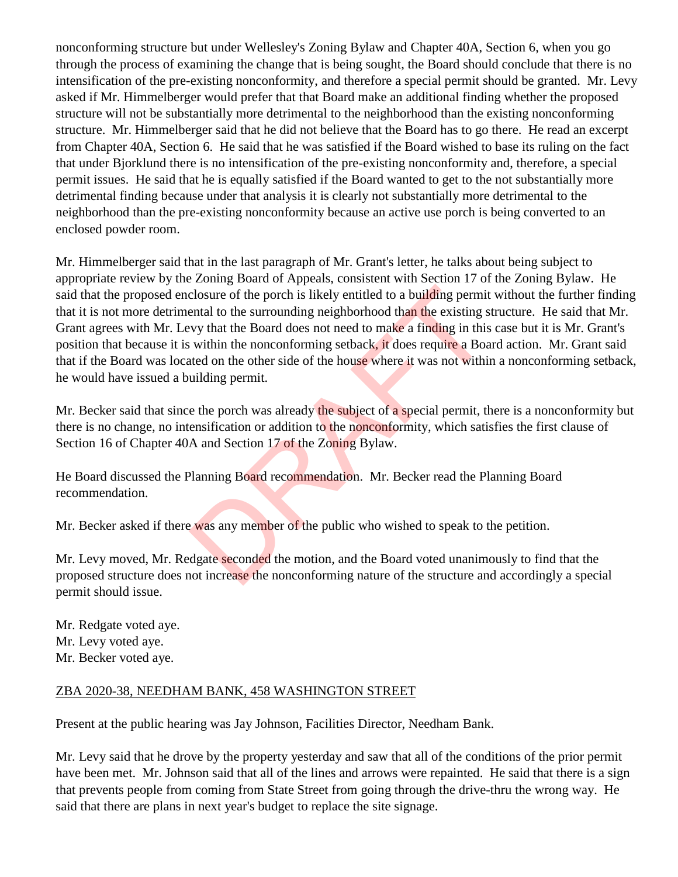nonconforming structure but under Wellesley's Zoning Bylaw and Chapter 40A, Section 6, when you go through the process of examining the change that is being sought, the Board should conclude that there is no intensification of the pre-existing nonconformity, and therefore a special permit should be granted. Mr. Levy asked if Mr. Himmelberger would prefer that that Board make an additional finding whether the proposed structure will not be substantially more detrimental to the neighborhood than the existing nonconforming structure. Mr. Himmelberger said that he did not believe that the Board has to go there. He read an excerpt from Chapter 40A, Section 6. He said that he was satisfied if the Board wished to base its ruling on the fact that under Bjorklund there is no intensification of the pre-existing nonconformity and, therefore, a special permit issues. He said that he is equally satisfied if the Board wanted to get to the not substantially more detrimental finding because under that analysis it is clearly not substantially more detrimental to the neighborhood than the pre-existing nonconformity because an active use porch is being converted to an enclosed powder room.

Mr. Himmelberger said that in the last paragraph of Mr. Grant's letter, he talks about being subject to appropriate review by the Zoning Board of Appeals, consistent with Section 17 of the Zoning Bylaw. He said that the proposed enclosure of the porch is likely entitled to a building permit without the further finding that it is not more detrimental to the surrounding neighborhood than the existing structure. He said that Mr. Grant agrees with Mr. Levy that the Board does not need to make a finding in this case but it is Mr. Grant's position that because it is within the nonconforming setback, it does require a Board action. Mr. Grant said that if the Board was located on the other side of the house where it was not within a nonconforming setback, he would have issued a building permit.

Mr. Becker said that since the porch was already the subject of a special permit, there is a nonconformity but there is no change, no intensification or addition to the nonconformity, which satisfies the first clause of Section 16 of Chapter 40A and Section 17 of the Zoning Bylaw.

He Board discussed the Planning Board recommendation. Mr. Becker read the Planning Board recommendation.

Mr. Becker asked if there was any member of the public who wished to speak to the petition.

Mr. Levy moved, Mr. Redgate seconded the motion, and the Board voted unanimously to find that the proposed structure does not increase the nonconforming nature of the structure and accordingly a special permit should issue.

Mr. Redgate voted aye.
Mr. Levy voted aye.
Mr. Becker voted aye.

ZBA 2020-38, NEEDHAM BANK, 458 WASHINGTON STREET

Present at the public hearing was Jay Johnson, Facilities Director, Needham Bank.

Mr. Levy said that he drove by the property yesterday and saw that all of the conditions of the prior permit have been met. Mr. Johnson said that all of the lines and arrows were repainted. He said that there is a sign that prevents people from coming from State Street from going through the drive-thru the wrong way. He said that there are plans in next year's budget to replace the site signage.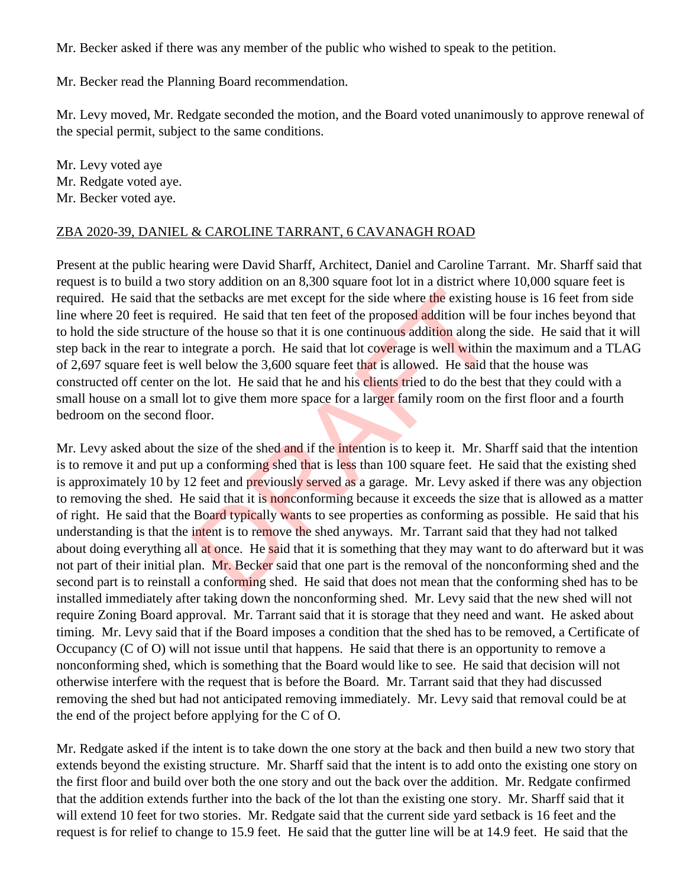Mr. Becker asked if there was any member of the public who wished to speak to the petition.

Mr. Becker read the Planning Board recommendation.

Mr. Levy moved, Mr. Redgate seconded the motion, and the Board voted unanimously to approve renewal of the special permit, subject to the same conditions.

Mr. Levy voted aye
Mr. Redgate voted aye.
Mr. Becker voted aye.

ZBA 2020-39, DANIEL & CAROLINE TARRANT, 6 CAVANAGH ROAD

Present at the public hearing were David Sharff, Architect, Daniel and Caroline Tarrant. Mr. Sharff said that request is to build a two story addition on an 8,300 square foot lot in a district where 10,000 square feet is required. He said that the setbacks are met except for the side where the existing house is 16 feet from side line where 20 feet is required. He said that ten feet of the proposed addition will be four inches beyond that to hold the side structure of the house so that it is one continuous addition along the side. He said that it will step back in the rear to integrate a porch. He said that lot coverage is well within the maximum and a TLAG of 2,697 square feet is well below the 3,600 square feet that is allowed. He said that the house was constructed off center on the lot. He said that he and his clients tried to do the best that they could with a small house on a small lot to give them more space for a larger family room on the first floor and a fourth bedroom on the second floor.

Mr. Levy asked about the size of the shed and if the intention is to keep it. Mr. Sharff said that the intention is to remove it and put up a conforming shed that is less than 100 square feet. He said that the existing shed is approximately 10 by 12 feet and previously served as a garage. Mr. Levy asked if there was any objection to removing the shed. He said that it is nonconforming because it exceeds the size that is allowed as a matter of right. He said that the Board typically wants to see properties as conforming as possible. He said that his understanding is that the intent is to remove the shed anyways. Mr. Tarrant said that they had not talked about doing everything all at once. He said that it is something that they may want to do afterward but it was not part of their initial plan. Mr. Becker said that one part is the removal of the nonconforming shed and the second part is to reinstall a conforming shed. He said that does not mean that the conforming shed has to be installed immediately after taking down the nonconforming shed. Mr. Levy said that the new shed will not require Zoning Board approval. Mr. Tarrant said that it is storage that they need and want. He asked about timing. Mr. Levy said that if the Board imposes a condition that the shed has to be removed, a Certificate of Occupancy (C of O) will not issue until that happens. He said that there is an opportunity to remove a nonconforming shed, which is something that the Board would like to see. He said that decision will not otherwise interfere with the request that is before the Board. Mr. Tarrant said that they had discussed removing the shed but had not anticipated removing immediately. Mr. Levy said that removal could be at the end of the project before applying for the C of O.

Mr. Redgate asked if the intent is to take down the one story at the back and then build a new two story that extends beyond the existing structure. Mr. Sharff said that the intent is to add onto the existing one story on the first floor and build over both the one story and out the back over the addition. Mr. Redgate confirmed that the addition extends further into the back of the lot than the existing one story. Mr. Sharff said that it will extend 10 feet for two stories. Mr. Redgate said that the current side yard setback is 16 feet and the request is for relief to change to 15.9 feet. He said that the gutter line will be at 14.9 feet. He said that the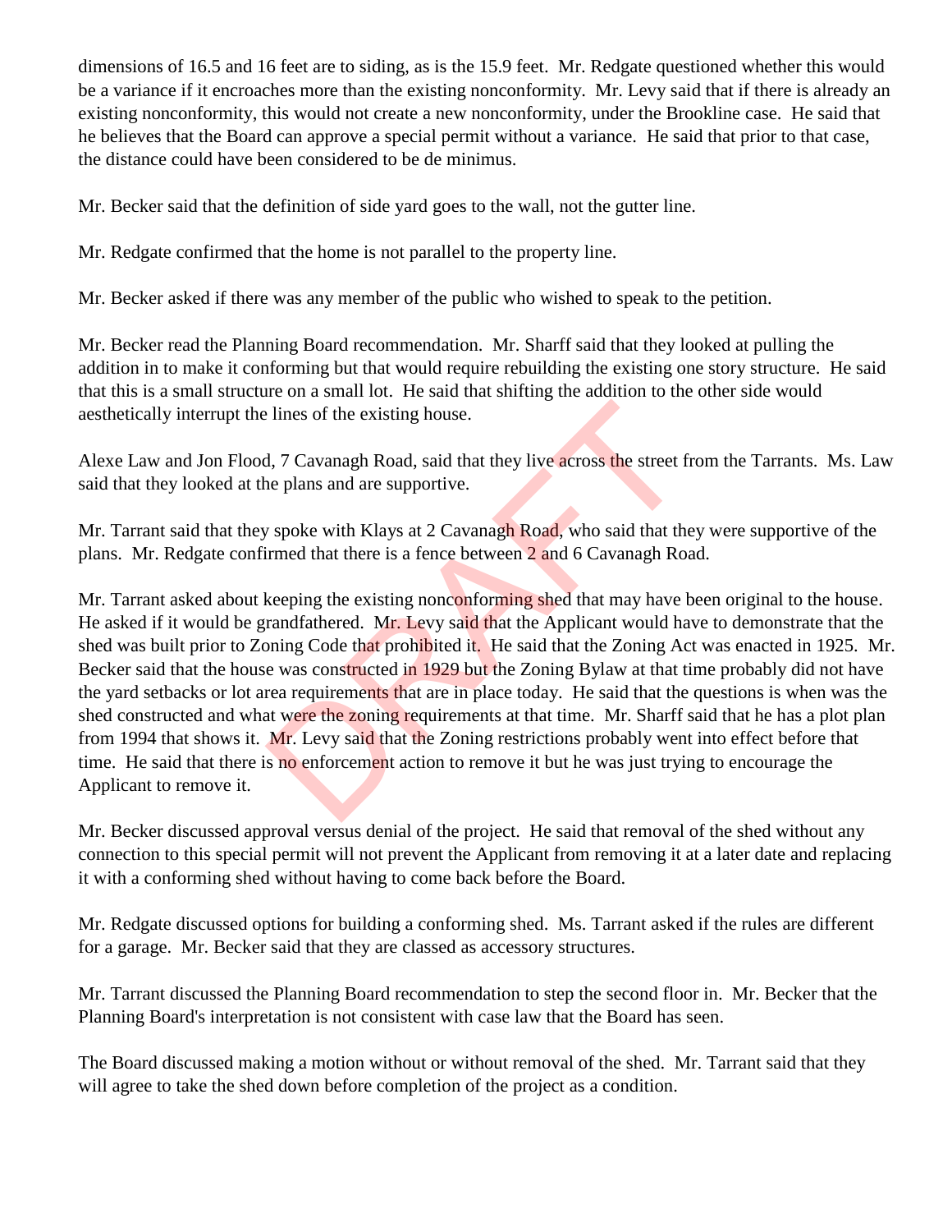dimensions of 16.5 and 16 feet are to siding, as is the 15.9 feet. Mr. Redgate questioned whether this would be a variance if it encroaches more than the existing nonconformity. Mr. Levy said that if there is already an existing nonconformity, this would not create a new nonconformity, under the Brookline case. He said that he believes that the Board can approve a special permit without a variance. He said that prior to that case, the distance could have been considered to be de minimus.

Mr. Becker said that the definition of side yard goes to the wall, not the gutter line.

Mr. Redgate confirmed that the home is not parallel to the property line.

Mr. Becker asked if there was any member of the public who wished to speak to the petition.

Mr. Becker read the Planning Board recommendation. Mr. Sharff said that they looked at pulling the addition in to make it conforming but that would require rebuilding the existing one story structure. He said that this is a small structure on a small lot. He said that shifting the addition to the other side would aesthetically interrupt the lines of the existing house.

Alexe Law and Jon Flood, 7 Cavanagh Road, said that they live across the street from the Tarrants. Ms. Law said that they looked at the plans and are supportive.

Mr. Tarrant said that they spoke with Klays at 2 Cavanagh Road, who said that they were supportive of the plans. Mr. Redgate confirmed that there is a fence between 2 and 6 Cavanagh Road.

Mr. Tarrant asked about keeping the existing nonconforming shed that may have been original to the house. He asked if it would be grandfathered. Mr. Levy said that the Applicant would have to demonstrate that the shed was built prior to Zoning Code that prohibited it. He said that the Zoning Act was enacted in 1925. Mr. Becker said that the house was constructed in 1929 but the Zoning Bylaw at that time probably did not have the yard setbacks or lot area requirements that are in place today. He said that the questions is when was the shed constructed and what were the zoning requirements at that time. Mr. Sharff said that he has a plot plan from 1994 that shows it. Mr. Levy said that the Zoning restrictions probably went into effect before that time. He said that there is no enforcement action to remove it but he was just trying to encourage the Applicant to remove it.

Mr. Becker discussed approval versus denial of the project. He said that removal of the shed without any connection to this special permit will not prevent the Applicant from removing it at a later date and replacing it with a conforming shed without having to come back before the Board.

Mr. Redgate discussed options for building a conforming shed. Ms. Tarrant asked if the rules are different for a garage. Mr. Becker said that they are classed as accessory structures.

Mr. Tarrant discussed the Planning Board recommendation to step the second floor in. Mr. Becker that the Planning Board's interpretation is not consistent with case law that the Board has seen.

The Board discussed making a motion without or without removal of the shed. Mr. Tarrant said that they will agree to take the shed down before completion of the project as a condition.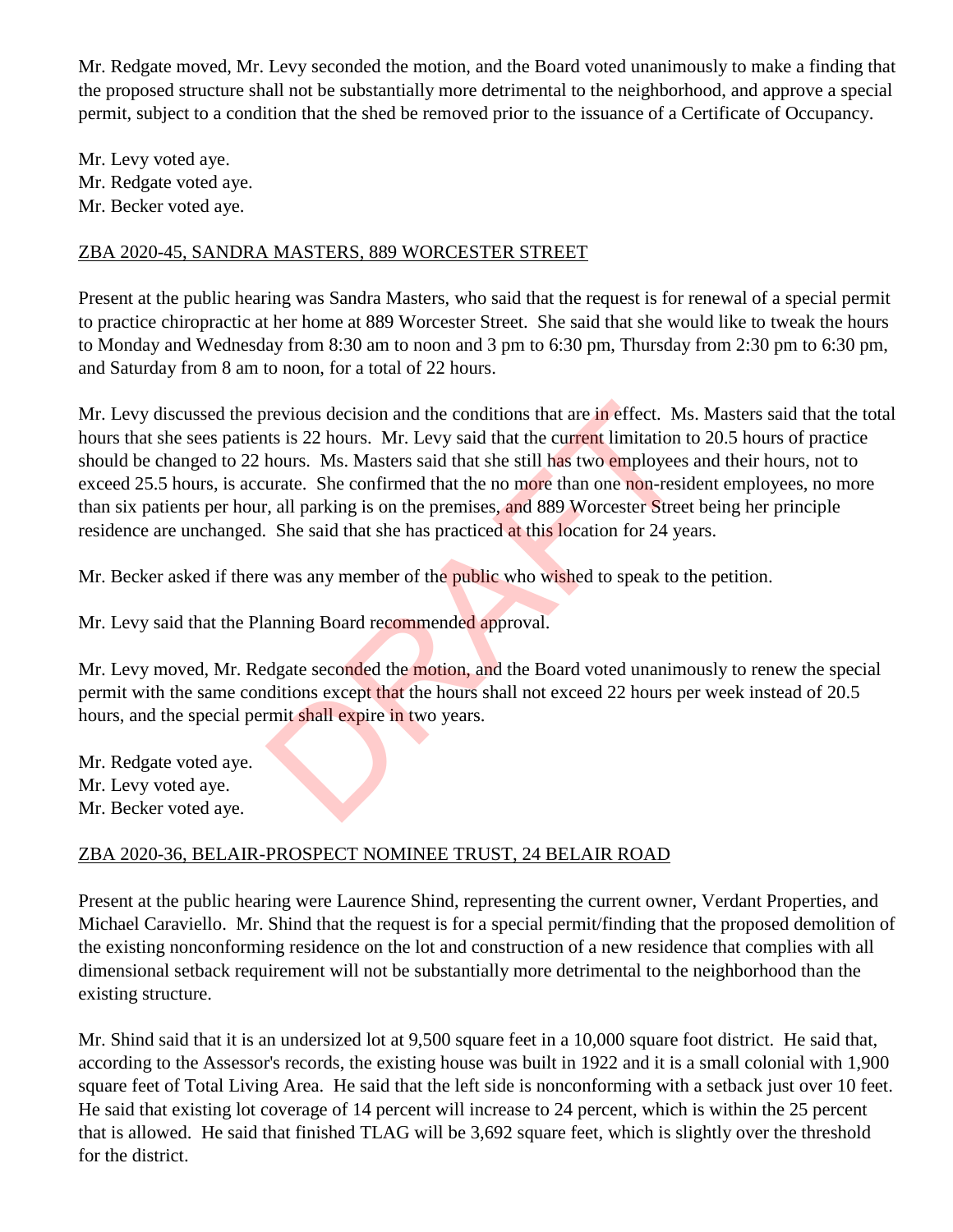Mr. Redgate moved, Mr. Levy seconded the motion, and the Board voted unanimously to make a finding that the proposed structure shall not be substantially more detrimental to the neighborhood, and approve a special permit, subject to a condition that the shed be removed prior to the issuance of a Certificate of Occupancy.

Mr. Levy voted aye.
Mr. Redgate voted aye.
Mr. Becker voted aye.

ZBA 2020-45, SANDRA MASTERS, 889 WORCESTER STREET

Present at the public hearing was Sandra Masters, who said that the request is for renewal of a special permit to practice chiropractic at her home at 889 Worcester Street. She said that she would like to tweak the hours to Monday and Wednesday from 8:30 am to noon and 3 pm to 6:30 pm, Thursday from 2:30 pm to 6:30 pm, and Saturday from 8 am to noon, for a total of 22 hours.

Mr. Levy discussed the previous decision and the conditions that are in effect. Ms. Masters said that the total hours that she sees patients is 22 hours. Mr. Levy said that the current limitation to 20.5 hours of practice should be changed to 22 hours. Ms. Masters said that she still has two employees and their hours, not to exceed 25.5 hours, is accurate. She confirmed that the no more than one non-resident employees, no more than six patients per hour, all parking is on the premises, and 889 Worcester Street being her principle residence are unchanged. She said that she has practiced at this location for 24 years.

Mr. Becker asked if there was any member of the public who wished to speak to the petition.

Mr. Levy said that the Planning Board recommended approval.

Mr. Levy moved, Mr. Redgate seconded the motion, and the Board voted unanimously to renew the special permit with the same conditions except that the hours shall not exceed 22 hours per week instead of 20.5 hours, and the special permit shall expire in two years.

Mr. Redgate voted aye.
Mr. Levy voted aye.
Mr. Becker voted aye.

ZBA 2020-36, BELAIR-PROSPECT NOMINEE TRUST, 24 BELAIR ROAD

Present at the public hearing were Laurence Shind, representing the current owner, Verdant Properties, and Michael Caraviello. Mr. Shind that the request is for a special permit/finding that the proposed demolition of the existing nonconforming residence on the lot and construction of a new residence that complies with all dimensional setback requirement will not be substantially more detrimental to the neighborhood than the existing structure.

Mr. Shind said that it is an undersized lot at 9,500 square feet in a 10,000 square foot district. He said that, according to the Assessor's records, the existing house was built in 1922 and it is a small colonial with 1,900 square feet of Total Living Area. He said that the left side is nonconforming with a setback just over 10 feet. He said that existing lot coverage of 14 percent will increase to 24 percent, which is within the 25 percent that is allowed. He said that finished TLAG will be 3,692 square feet, which is slightly over the threshold for the district.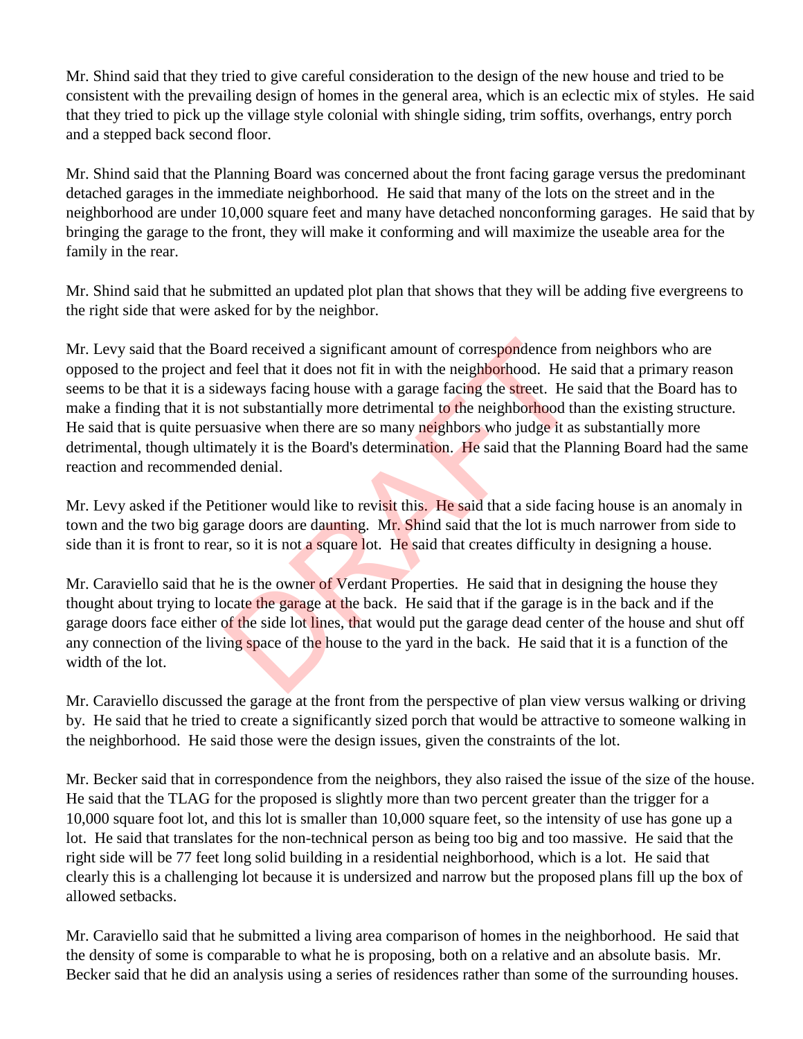Mr. Shind said that they tried to give careful consideration to the design of the new house and tried to be consistent with the prevailing design of homes in the general area, which is an eclectic mix of styles. He said that they tried to pick up the village style colonial with shingle siding, trim soffits, overhangs, entry porch and a stepped back second floor.

Mr. Shind said that the Planning Board was concerned about the front facing garage versus the predominant detached garages in the immediate neighborhood. He said that many of the lots on the street and in the neighborhood are under 10,000 square feet and many have detached nonconforming garages. He said that by bringing the garage to the front, they will make it conforming and will maximize the useable area for the family in the rear.

Mr. Shind said that he submitted an updated plot plan that shows that they will be adding five evergreens to the right side that were asked for by the neighbor.

Mr. Levy said that the Board received a significant amount of correspondence from neighbors who are opposed to the project and feel that it does not fit in with the neighborhood. He said that a primary reason seems to be that it is a sideways facing house with a garage facing the street. He said that the Board has to make a finding that it is not substantially more detrimental to the neighborhood than the existing structure. He said that is quite persuasive when there are so many neighbors who judge it as substantially more detrimental, though ultimately it is the Board's determination. He said that the Planning Board had the same reaction and recommended denial.

Mr. Levy asked if the Petitioner would like to revisit this. He said that a side facing house is an anomaly in town and the two big garage doors are daunting. Mr. Shind said that the lot is much narrower from side to side than it is front to rear, so it is not a square lot. He said that creates difficulty in designing a house.

Mr. Caraviello said that he is the owner of Verdant Properties. He said that in designing the house they thought about trying to locate the garage at the back. He said that if the garage is in the back and if the garage doors face either of the side lot lines, that would put the garage dead center of the house and shut off any connection of the living space of the house to the yard in the back. He said that it is a function of the width of the lot.

Mr. Caraviello discussed the garage at the front from the perspective of plan view versus walking or driving by. He said that he tried to create a significantly sized porch that would be attractive to someone walking in the neighborhood. He said those were the design issues, given the constraints of the lot.

Mr. Becker said that in correspondence from the neighbors, they also raised the issue of the size of the house. He said that the TLAG for the proposed is slightly more than two percent greater than the trigger for a 10,000 square foot lot, and this lot is smaller than 10,000 square feet, so the intensity of use has gone up a lot. He said that translates for the non-technical person as being too big and too massive. He said that the right side will be 77 feet long solid building in a residential neighborhood, which is a lot. He said that clearly this is a challenging lot because it is undersized and narrow but the proposed plans fill up the box of allowed setbacks.

Mr. Caraviello said that he submitted a living area comparison of homes in the neighborhood. He said that the density of some is comparable to what he is proposing, both on a relative and an absolute basis. Mr. Becker said that he did an analysis using a series of residences rather than some of the surrounding houses.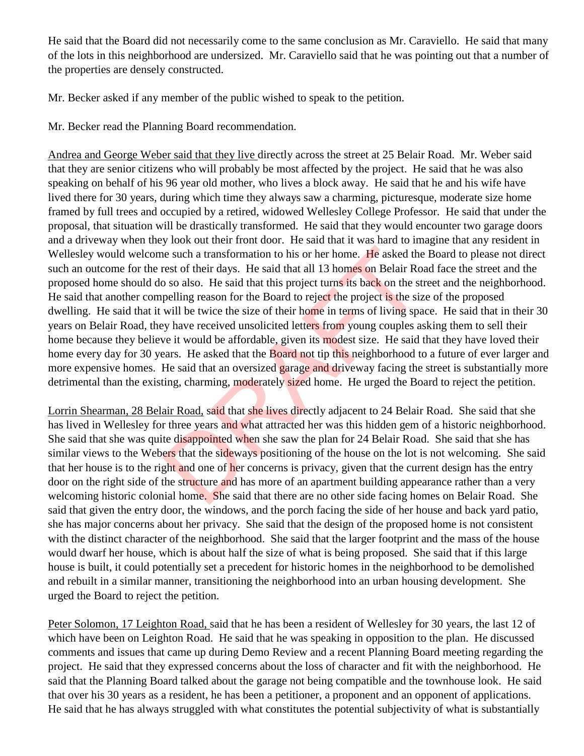He said that the Board did not necessarily come to the same conclusion as Mr. Caraviello. He said that many of the lots in this neighborhood are undersized. Mr. Caraviello said that he was pointing out that a number of the properties are densely constructed.

Mr. Becker asked if any member of the public wished to speak to the petition.

Mr. Becker read the Planning Board recommendation.

Andrea and George Weber said that they live directly across the street at 25 Belair Road. Mr. Weber said that they are senior citizens who will probably be most affected by the project. He said that he was also speaking on behalf of his 96 year old mother, who lives a block away. He said that he and his wife have lived there for 30 years, during which time they always saw a charming, picturesque, moderate size home framed by full trees and occupied by a retired, widowed Wellesley College Professor. He said that under the proposal, that situation will be drastically transformed. He said that they would encounter two garage doors and a driveway when they look out their front door. He said that it was hard to imagine that any resident in Wellesley would welcome such a transformation to his or her home. He asked the Board to please not direct such an outcome for the rest of their days. He said that all 13 homes on Belair Road face the street and the proposed home should do so also. He said that this project turns its back on the street and the neighborhood. He said that another compelling reason for the Board to reject the project is the size of the proposed dwelling. He said that it will be twice the size of their home in terms of living space. He said that in their 30 years on Belair Road, they have received unsolicited letters from young couples asking them to sell their home because they believe it would be affordable, given its modest size. He said that they have loved their home every day for 30 years. He asked that the Board not tip this neighborhood to a future of ever larger and more expensive homes. He said that an oversized garage and driveway facing the street is substantially more detrimental than the existing, charming, moderately sized home. He urged the Board to reject the petition.

Lorrin Shearman, 28 Belair Road, said that she lives directly adjacent to 24 Belair Road. She said that she has lived in Wellesley for three years and what attracted her was this hidden gem of a historic neighborhood. She said that she was quite disappointed when she saw the plan for 24 Belair Road. She said that she has similar views to the Webers that the sideways positioning of the house on the lot is not welcoming. She said that her house is to the right and one of her concerns is privacy, given that the current design has the entry door on the right side of the structure and has more of an apartment building appearance rather than a very welcoming historic colonial home. She said that there are no other side facing homes on Belair Road. She said that given the entry door, the windows, and the porch facing the side of her house and back yard patio, she has major concerns about her privacy. She said that the design of the proposed home is not consistent with the distinct character of the neighborhood. She said that the larger footprint and the mass of the house would dwarf her house, which is about half the size of what is being proposed. She said that if this large house is built, it could potentially set a precedent for historic homes in the neighborhood to be demolished and rebuilt in a similar manner, transitioning the neighborhood into an urban housing development. She urged the Board to reject the petition.

Peter Solomon, 17 Leighton Road, said that he has been a resident of Wellesley for 30 years, the last 12 of which have been on Leighton Road. He said that he was speaking in opposition to the plan. He discussed comments and issues that came up during Demo Review and a recent Planning Board meeting regarding the project. He said that they expressed concerns about the loss of character and fit with the neighborhood. He said that the Planning Board talked about the garage not being compatible and the townhouse look. He said that over his 30 years as a resident, he has been a petitioner, a proponent and an opponent of applications. He said that he has always struggled with what constitutes the potential subjectivity of what is substantially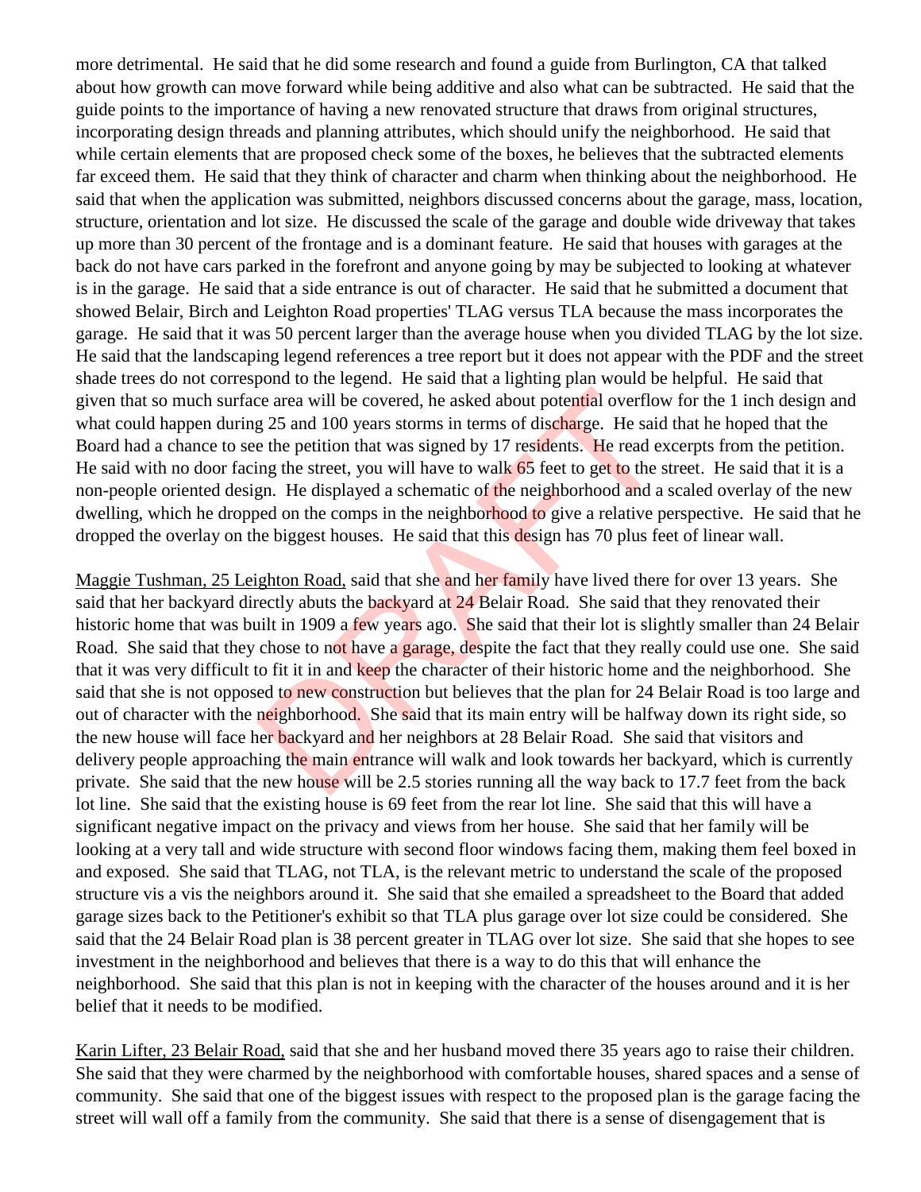more detrimental. He said that he did some research and found a guide from Burlington, CA that talked about how growth can move forward while being additive and also what can be subtracted. He said that the guide points to the importance of having a new renovated structure that draws from original structures, incorporating design threads and planning attributes, which should unify the neighborhood. He said that while certain elements that are proposed check some of the boxes, he believes that the subtracted elements far exceed them. He said that they think of character and charm when thinking about the neighborhood. He said that when the application was submitted, neighbors discussed concerns about the garage, mass, location, structure, orientation and lot size. He discussed the scale of the garage and double wide driveway that takes up more than 30 percent of the frontage and is a dominant feature. He said that houses with garages at the back do not have cars parked in the forefront and anyone going by may be subjected to looking at whatever is in the garage. He said that a side entrance is out of character. He said that he submitted a document that showed Belair, Birch and Leighton Road properties' TLAG versus TLA because the mass incorporates the garage. He said that it was 50 percent larger than the average house when you divided TLAG by the lot size. He said that the landscaping legend references a tree report but it does not appear with the PDF and the street shade trees do not correspond to the legend. He said that a lighting plan would be helpful. He said that given that so much surface area will be covered, he asked about potential overflow for the 1 inch design and what could happen during 25 and 100 years storms in terms of discharge. He said that he hoped that the Board had a chance to see the petition that was signed by 17 residents. He read excerpts from the petition. He said with no door facing the street, you will have to walk 65 feet to get to the street. He said that it is a non-people oriented design. He displayed a schematic of the neighborhood and a scaled overlay of the new dwelling, which he dropped on the comps in the neighborhood to give a relative perspective. He said that he dropped the overlay on the biggest houses. He said that this design has 70 plus feet of linear wall.

<u>Maggie Tushman, 25 Leighton Road,</u> said that she and her family have lived there for over 13 years. She said that her backyard directly abuts the backyard at 24 Belair Road. She said that they renovated their historic home that was built in 1909 a few years ago. She said that their lot is slightly smaller than 24 Belair Road. She said that they chose to not have a garage, despite the fact that they really could use one. She said that it was very difficult to fit it in and keep the character of their historic home and the neighborhood. She said that she is not opposed to new construction but believes that the plan for 24 Belair Road is too large and out of character with the neighborhood. She said that its main entry will be halfway down its right side, so the new house will face her backyard and her neighbors at 28 Belair Road. She said that visitors and delivery people approaching the main entrance will walk and look towards her backyard, which is currently private. She said that the new house will be 2.5 stories running all the way back to 17.7 feet from the back lot line. She said that the existing house is 69 feet from the rear lot line. She said that this will have a significant negative impact on the privacy and views from her house. She said that her family will be looking at a very tall and wide structure with second floor windows facing them, making them feel boxed in and exposed. She said that TLAG, not TLA, is the relevant metric to understand the scale of the proposed structure vis a vis the neighbors around it. She said that she emailed a spreadsheet to the Board that added garage sizes back to the Petitioner's exhibit so that TLA plus garage over lot size could be considered. She said that the 24 Belair Road plan is 38 percent greater in TLAG over lot size. She said that she hopes to see investment in the neighborhood and believes that there is a way to do this that will enhance the neighborhood. She said that this plan is not in keeping with the character of the houses around and it is her belief that it needs to be modified.

<u>Karin Lifter, 23 Belair Road,</u> said that she and her husband moved there 35 years ago to raise their children. She said that they were charmed by the neighborhood with comfortable houses, shared spaces and a sense of community. She said that one of the biggest issues with respect to the proposed plan is the garage facing the street will wall off a family from the community. She said that there is a sense of disengagement that is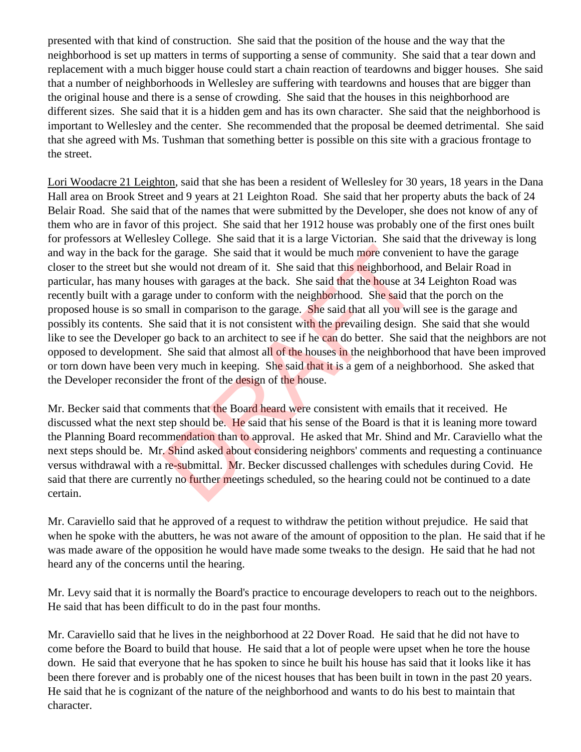presented with that kind of construction. She said that the position of the house and the way that the neighborhood is set up matters in terms of supporting a sense of community. She said that a tear down and replacement with a much bigger house could start a chain reaction of teardowns and bigger houses. She said that a number of neighborhoods in Wellesley are suffering with teardowns and houses that are bigger than the original house and there is a sense of crowding. She said that the houses in this neighborhood are different sizes. She said that it is a hidden gem and has its own character. She said that the neighborhood is important to Wellesley and the center. She recommended that the proposal be deemed detrimental. She said that she agreed with Ms. Tushman that something better is possible on this site with a gracious frontage to the street.

Lori Woodacre 21 Leighton, said that she has been a resident of Wellesley for 30 years, 18 years in the Dana Hall area on Brook Street and 9 years at 21 Leighton Road. She said that her property abuts the back of 24 Belair Road. She said that of the names that were submitted by the Developer, she does not know of any of them who are in favor of this project. She said that her 1912 house was probably one of the first ones built for professors at Wellesley College. She said that it is a large Victorian. She said that the driveway is long and way in the back for the garage. She said that it would be much more convenient to have the garage closer to the street but she would not dream of it. She said that this neighborhood, and Belair Road in particular, has many houses with garages at the back. She said that the house at 34 Leighton Road was recently built with a garage under to conform with the neighborhood. She said that the porch on the proposed house is so small in comparison to the garage. She said that all you will see is the garage and possibly its contents. She said that it is not consistent with the prevailing design. She said that she would like to see the Developer go back to an architect to see if he can do better. She said that the neighbors are not opposed to development. She said that almost all of the houses in the neighborhood that have been improved or torn down have been very much in keeping. She said that it is a gem of a neighborhood. She asked that the Developer reconsider the front of the design of the house.

Mr. Becker said that comments that the Board heard were consistent with emails that it received. He discussed what the next step should be. He said that his sense of the Board is that it is leaning more toward the Planning Board recommendation than to approval. He asked that Mr. Shind and Mr. Caraviello what the next steps should be. Mr. Shind asked about considering neighbors' comments and requesting a continuance versus withdrawal with a re-submittal. Mr. Becker discussed challenges with schedules during Covid. He said that there are currently no further meetings scheduled, so the hearing could not be continued to a date certain.

Mr. Caraviello said that he approved of a request to withdraw the petition without prejudice. He said that when he spoke with the abutters, he was not aware of the amount of opposition to the plan. He said that if he was made aware of the opposition he would have made some tweaks to the design. He said that he had not heard any of the concerns until the hearing.

Mr. Levy said that it is normally the Board's practice to encourage developers to reach out to the neighbors. He said that has been difficult to do in the past four months.

Mr. Caraviello said that he lives in the neighborhood at 22 Dover Road. He said that he did not have to come before the Board to build that house. He said that a lot of people were upset when he tore the house down. He said that everyone that he has spoken to since he built his house has said that it looks like it has been there forever and is probably one of the nicest houses that has been built in town in the past 20 years. He said that he is cognizant of the nature of the neighborhood and wants to do his best to maintain that character.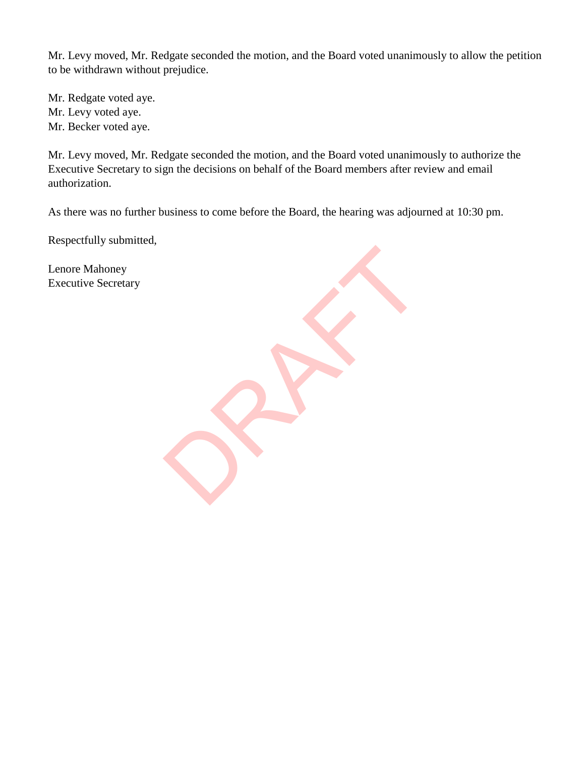Mr. Levy moved, Mr. Redgate seconded the motion, and the Board voted unanimously to allow the petition to be withdrawn without prejudice.

Mr. Redgate voted aye.
Mr. Levy voted aye.
Mr. Becker voted aye.

Mr. Levy moved, Mr. Redgate seconded the motion, and the Board voted unanimously to authorize the Executive Secretary to sign the decisions on behalf of the Board members after review and email authorization.

As there was no further business to come before the Board, the hearing was adjourned at 10:30 pm.

Respectfully submitted,

Lenore Mahoney
Executive Secretary

DRAFT